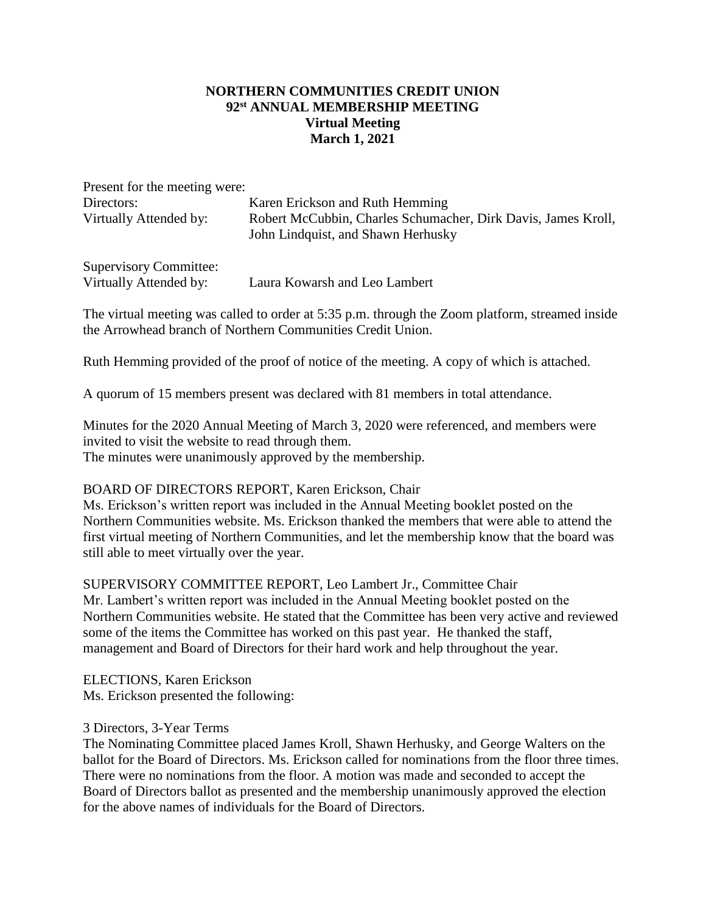# NORTHERN COMMUNITIES CREDIT UNION
## 92st ANNUAL MEMBERSHIP MEETING
### Virtual Meeting
### March 1, 2021

Present for the meeting were:

| | |
|---|---|
| Directors: | Karen Erickson and Ruth Hemming |
| Virtually Attended by: | Robert McCubbin, Charles Schumacher, Dirk Davis, James Kroll, John Lindquist, and Shawn Herhusky |

| | |
|---|---|
| Supervisory Committee: | |
| Virtually Attended by: | Laura Kowarsh and Leo Lambert |

The virtual meeting was called to order at 5:35 p.m. through the Zoom platform, streamed inside the Arrowhead branch of Northern Communities Credit Union.

Ruth Hemming provided of the proof of notice of the meeting. A copy of which is attached.

A quorum of 15 members present was declared with 81 members in total attendance.

Minutes for the 2020 Annual Meeting of March 3, 2020 were referenced, and members were invited to visit the website to read through them.
The minutes were unanimously approved by the membership.

BOARD OF DIRECTORS REPORT, Karen Erickson, Chair
Ms. Erickson's written report was included in the Annual Meeting booklet posted on the Northern Communities website. Ms. Erickson thanked the members that were able to attend the first virtual meeting of Northern Communities, and let the membership know that the board was still able to meet virtually over the year.

SUPERVISORY COMMITTEE REPORT, Leo Lambert Jr., Committee Chair
Mr. Lambert's written report was included in the Annual Meeting booklet posted on the Northern Communities website. He stated that the Committee has been very active and reviewed some of the items the Committee has worked on this past year. He thanked the staff, management and Board of Directors for their hard work and help throughout the year.

ELECTIONS, Karen Erickson
Ms. Erickson presented the following:

3 Directors, 3-Year Terms
The Nominating Committee placed James Kroll, Shawn Herhusky, and George Walters on the ballot for the Board of Directors. Ms. Erickson called for nominations from the floor three times. There were no nominations from the floor. A motion was made and seconded to accept the Board of Directors ballot as presented and the membership unanimously approved the election for the above names of individuals for the Board of Directors.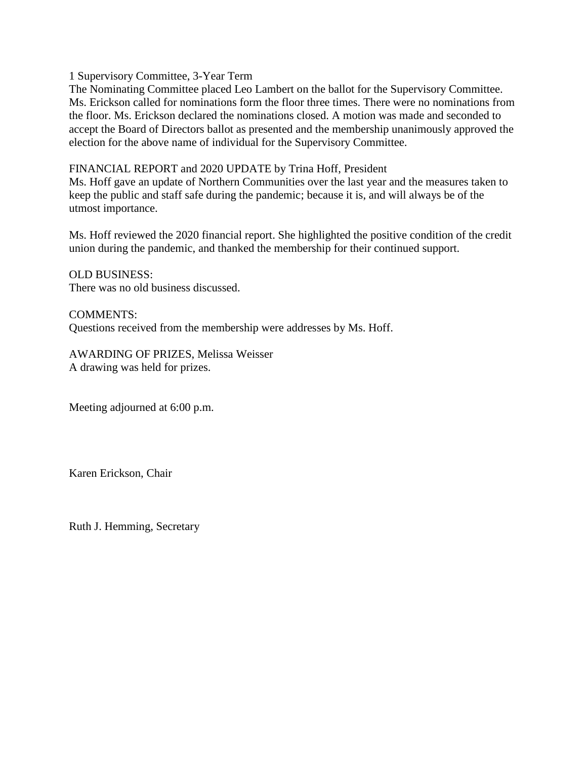1 Supervisory Committee, 3-Year Term

The Nominating Committee placed Leo Lambert on the ballot for the Supervisory Committee. Ms. Erickson called for nominations form the floor three times. There were no nominations from the floor. Ms. Erickson declared the nominations closed. A motion was made and seconded to accept the Board of Directors ballot as presented and the membership unanimously approved the election for the above name of individual for the Supervisory Committee.

FINANCIAL REPORT and 2020 UPDATE by Trina Hoff, President

Ms. Hoff gave an update of Northern Communities over the last year and the measures taken to keep the public and staff safe during the pandemic; because it is, and will always be of the utmost importance.

Ms. Hoff reviewed the 2020 financial report. She highlighted the positive condition of the credit union during the pandemic, and thanked the membership for their continued support.

OLD BUSINESS:

There was no old business discussed.

COMMENTS:

Questions received from the membership were addresses by Ms. Hoff.

AWARDING OF PRIZES, Melissa Weisser

A drawing was held for prizes.

Meeting adjourned at 6:00 p.m.

Karen Erickson, Chair

Ruth J. Hemming, Secretary